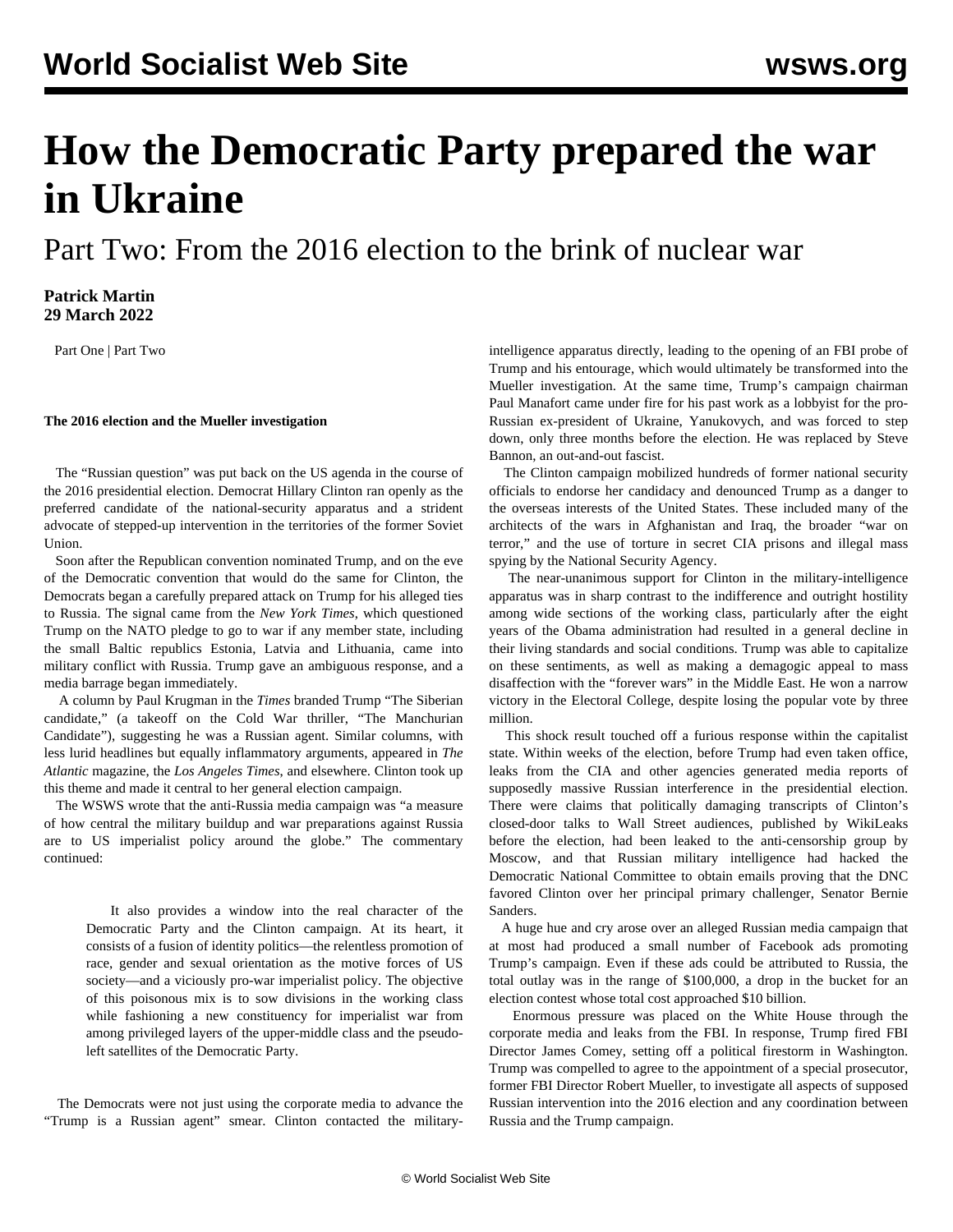# How the Democratic Party prepared the war in Ukraine

## Part Two: From the 2016 election to the brink of nuclear war

**Patrick Martin**
**29 March 2022**

Part One | Part Two

**The 2016 election and the Mueller investigation**

The "Russian question" was put back on the US agenda in the course of the 2016 presidential election. Democrat Hillary Clinton ran openly as the preferred candidate of the national-security apparatus and a strident advocate of stepped-up intervention in the territories of the former Soviet Union.

Soon after the Republican convention nominated Trump, and on the eve of the Democratic convention that would do the same for Clinton, the Democrats began a carefully prepared attack on Trump for his alleged ties to Russia. The signal came from the *New York Times*, which questioned Trump on the NATO pledge to go to war if any member state, including the small Baltic republics Estonia, Latvia and Lithuania, came into military conflict with Russia. Trump gave an ambiguous response, and a media barrage began immediately.

A column by Paul Krugman in the *Times* branded Trump "The Siberian candidate," (a takeoff on the Cold War thriller, "The Manchurian Candidate"), suggesting he was a Russian agent. Similar columns, with less lurid headlines but equally inflammatory arguments, appeared in *The Atlantic* magazine, the *Los Angeles Times*, and elsewhere. Clinton took up this theme and made it central to her general election campaign.

The WSWS wrote that the anti-Russia media campaign was "a measure of how central the military buildup and war preparations against Russia are to US imperialist policy around the globe." The commentary continued:

> It also provides a window into the real character of the Democratic Party and the Clinton campaign. At its heart, it consists of a fusion of identity politics—the relentless promotion of race, gender and sexual orientation as the motive forces of US society—and a viciously pro-war imperialist policy. The objective of this poisonous mix is to sow divisions in the working class while fashioning a new constituency for imperialist war from among privileged layers of the upper-middle class and the pseudo-left satellites of the Democratic Party.

The Democrats were not just using the corporate media to advance the "Trump is a Russian agent" smear. Clinton contacted the military-intelligence apparatus directly, leading to the opening of an FBI probe of Trump and his entourage, which would ultimately be transformed into the Mueller investigation. At the same time, Trump's campaign chairman Paul Manafort came under fire for his past work as a lobbyist for the pro-Russian ex-president of Ukraine, Yanukovych, and was forced to step down, only three months before the election. He was replaced by Steve Bannon, an out-and-out fascist.

The Clinton campaign mobilized hundreds of former national security officials to endorse her candidacy and denounced Trump as a danger to the overseas interests of the United States. These included many of the architects of the wars in Afghanistan and Iraq, the broader "war on terror," and the use of torture in secret CIA prisons and illegal mass spying by the National Security Agency.

The near-unanimous support for Clinton in the military-intelligence apparatus was in sharp contrast to the indifference and outright hostility among wide sections of the working class, particularly after the eight years of the Obama administration had resulted in a general decline in their living standards and social conditions. Trump was able to capitalize on these sentiments, as well as making a demagogic appeal to mass disaffection with the "forever wars" in the Middle East. He won a narrow victory in the Electoral College, despite losing the popular vote by three million.

This shock result touched off a furious response within the capitalist state. Within weeks of the election, before Trump had even taken office, leaks from the CIA and other agencies generated media reports of supposedly massive Russian interference in the presidential election. There were claims that politically damaging transcripts of Clinton's closed-door talks to Wall Street audiences, published by WikiLeaks before the election, had been leaked to the anti-censorship group by Moscow, and that Russian military intelligence had hacked the Democratic National Committee to obtain emails proving that the DNC favored Clinton over her principal primary challenger, Senator Bernie Sanders.

A huge hue and cry arose over an alleged Russian media campaign that at most had produced a small number of Facebook ads promoting Trump's campaign. Even if these ads could be attributed to Russia, the total outlay was in the range of $100,000, a drop in the bucket for an election contest whose total cost approached $10 billion.

Enormous pressure was placed on the White House through the corporate media and leaks from the FBI. In response, Trump fired FBI Director James Comey, setting off a political firestorm in Washington. Trump was compelled to agree to the appointment of a special prosecutor, former FBI Director Robert Mueller, to investigate all aspects of supposed Russian intervention into the 2016 election and any coordination between Russia and the Trump campaign.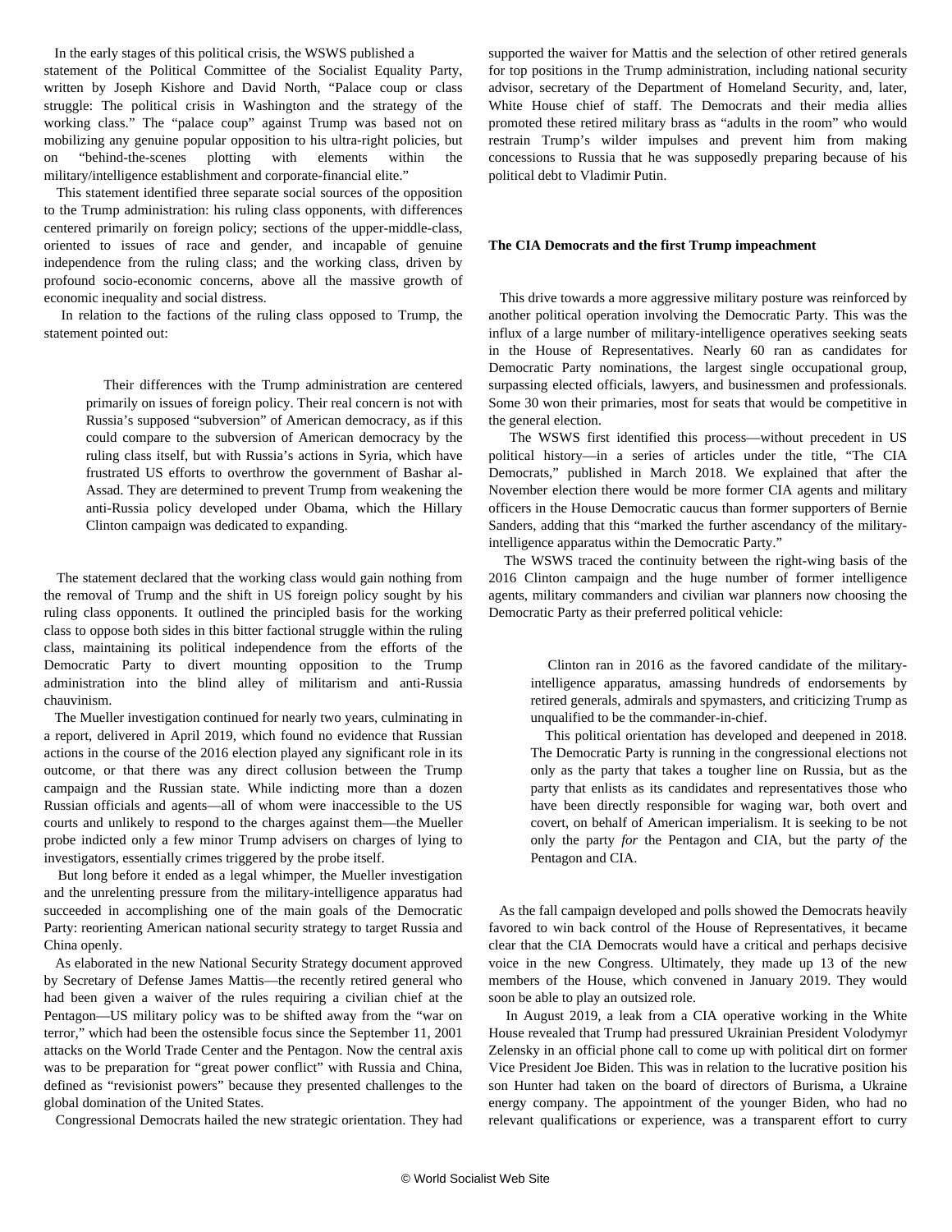In the early stages of this political crisis, the WSWS published a statement of the Political Committee of the Socialist Equality Party, written by Joseph Kishore and David North, "Palace coup or class struggle: The political crisis in Washington and the strategy of the working class." The "palace coup" against Trump was based not on mobilizing any genuine popular opposition to his ultra-right policies, but on "behind-the-scenes plotting with elements within the military/intelligence establishment and corporate-financial elite."

This statement identified three separate social sources of the opposition to the Trump administration: his ruling class opponents, with differences centered primarily on foreign policy; sections of the upper-middle-class, oriented to issues of race and gender, and incapable of genuine independence from the ruling class; and the working class, driven by profound socio-economic concerns, above all the massive growth of economic inequality and social distress.

In relation to the factions of the ruling class opposed to Trump, the statement pointed out:

> Their differences with the Trump administration are centered primarily on issues of foreign policy. Their real concern is not with Russia's supposed "subversion" of American democracy, as if this could compare to the subversion of American democracy by the ruling class itself, but with Russia's actions in Syria, which have frustrated US efforts to overthrow the government of Bashar al-Assad. They are determined to prevent Trump from weakening the anti-Russia policy developed under Obama, which the Hillary Clinton campaign was dedicated to expanding.

The statement declared that the working class would gain nothing from the removal of Trump and the shift in US foreign policy sought by his ruling class opponents. It outlined the principled basis for the working class to oppose both sides in this bitter factional struggle within the ruling class, maintaining its political independence from the efforts of the Democratic Party to divert mounting opposition to the Trump administration into the blind alley of militarism and anti-Russia chauvinism.

The Mueller investigation continued for nearly two years, culminating in a report, delivered in April 2019, which found no evidence that Russian actions in the course of the 2016 election played any significant role in its outcome, or that there was any direct collusion between the Trump campaign and the Russian state. While indicting more than a dozen Russian officials and agents—all of whom were inaccessible to the US courts and unlikely to respond to the charges against them—the Mueller probe indicted only a few minor Trump advisers on charges of lying to investigators, essentially crimes triggered by the probe itself.

But long before it ended as a legal whimper, the Mueller investigation and the unrelenting pressure from the military-intelligence apparatus had succeeded in accomplishing one of the main goals of the Democratic Party: reorienting American national security strategy to target Russia and China openly.

As elaborated in the new National Security Strategy document approved by Secretary of Defense James Mattis—the recently retired general who had been given a waiver of the rules requiring a civilian chief at the Pentagon—US military policy was to be shifted away from the "war on terror," which had been the ostensible focus since the September 11, 2001 attacks on the World Trade Center and the Pentagon. Now the central axis was to be preparation for "great power conflict" with Russia and China, defined as "revisionist powers" because they presented challenges to the global domination of the United States.

Congressional Democrats hailed the new strategic orientation. They had supported the waiver for Mattis and the selection of other retired generals for top positions in the Trump administration, including national security advisor, secretary of the Department of Homeland Security, and, later, White House chief of staff. The Democrats and their media allies promoted these retired military brass as "adults in the room" who would restrain Trump's wilder impulses and prevent him from making concessions to Russia that he was supposedly preparing because of his political debt to Vladimir Putin.

**The CIA Democrats and the first Trump impeachment**

This drive towards a more aggressive military posture was reinforced by another political operation involving the Democratic Party. This was the influx of a large number of military-intelligence operatives seeking seats in the House of Representatives. Nearly 60 ran as candidates for Democratic Party nominations, the largest single occupational group, surpassing elected officials, lawyers, and businessmen and professionals. Some 30 won their primaries, most for seats that would be competitive in the general election.

The WSWS first identified this process—without precedent in US political history—in a series of articles under the title, "The CIA Democrats," published in March 2018. We explained that after the November election there would be more former CIA agents and military officers in the House Democratic caucus than former supporters of Bernie Sanders, adding that this "marked the further ascendancy of the military-intelligence apparatus within the Democratic Party."

The WSWS traced the continuity between the right-wing basis of the 2016 Clinton campaign and the huge number of former intelligence agents, military commanders and civilian war planners now choosing the Democratic Party as their preferred political vehicle:

> Clinton ran in 2016 as the favored candidate of the military-intelligence apparatus, amassing hundreds of endorsements by retired generals, admirals and spymasters, and criticizing Trump as unqualified to be the commander-in-chief.
>
> This political orientation has developed and deepened in 2018. The Democratic Party is running in the congressional elections not only as the party that takes a tougher line on Russia, but as the party that enlists as its candidates and representatives those who have been directly responsible for waging war, both overt and covert, on behalf of American imperialism. It is seeking to be not only the party *for* the Pentagon and CIA, but the party *of* the Pentagon and CIA.

As the fall campaign developed and polls showed the Democrats heavily favored to win back control of the House of Representatives, it became clear that the CIA Democrats would have a critical and perhaps decisive voice in the new Congress. Ultimately, they made up 13 of the new members of the House, which convened in January 2019. They would soon be able to play an outsized role.

In August 2019, a leak from a CIA operative working in the White House revealed that Trump had pressured Ukrainian President Volodymyr Zelensky in an official phone call to come up with political dirt on former Vice President Joe Biden. This was in relation to the lucrative position his son Hunter had taken on the board of directors of Burisma, a Ukraine energy company. The appointment of the younger Biden, who had no relevant qualifications or experience, was a transparent effort to curry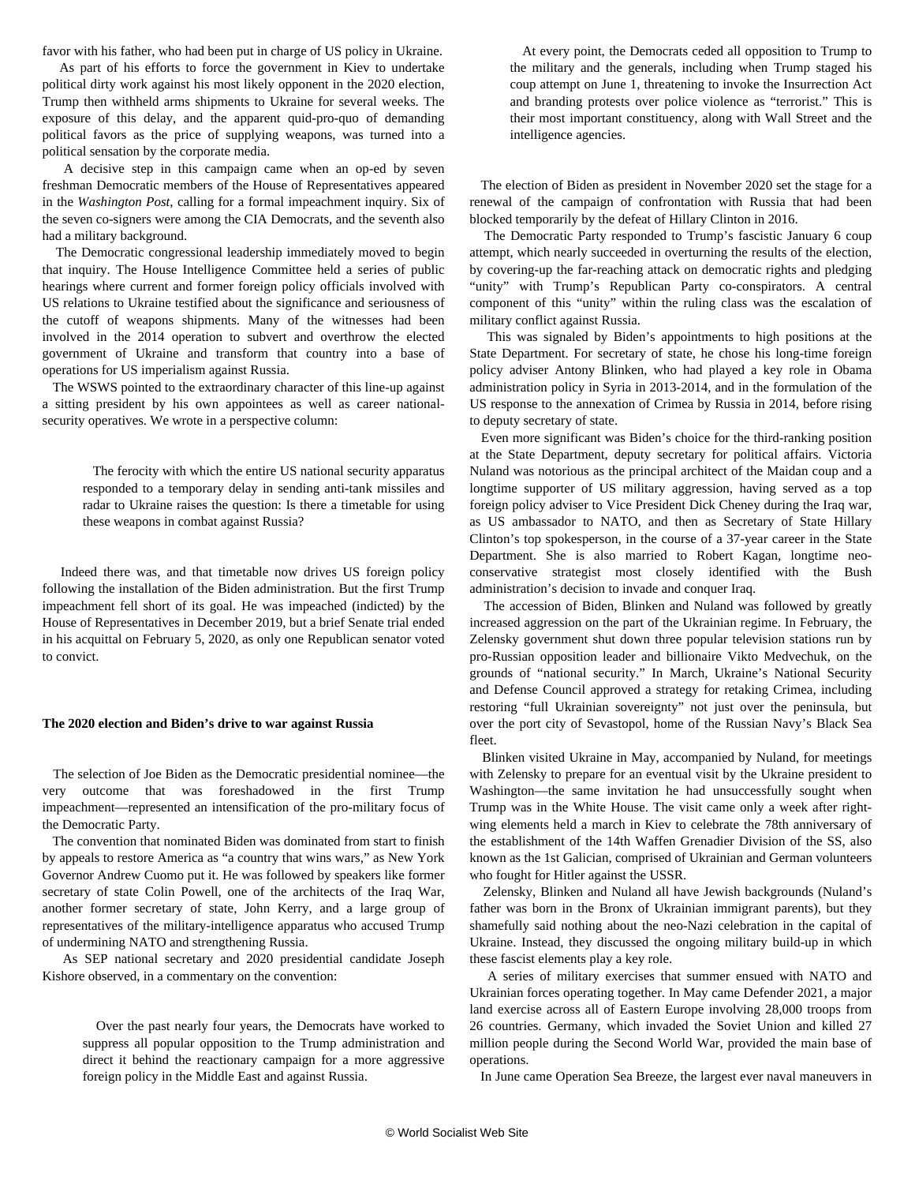favor with his father, who had been put in charge of US policy in Ukraine.

As part of his efforts to force the government in Kiev to undertake political dirty work against his most likely opponent in the 2020 election, Trump then withheld arms shipments to Ukraine for several weeks. The exposure of this delay, and the apparent quid-pro-quo of demanding political favors as the price of supplying weapons, was turned into a political sensation by the corporate media.

A decisive step in this campaign came when an op-ed by seven freshman Democratic members of the House of Representatives appeared in the *Washington Post*, calling for a formal impeachment inquiry. Six of the seven co-signers were among the CIA Democrats, and the seventh also had a military background.

The Democratic congressional leadership immediately moved to begin that inquiry. The House Intelligence Committee held a series of public hearings where current and former foreign policy officials involved with US relations to Ukraine testified about the significance and seriousness of the cutoff of weapons shipments. Many of the witnesses had been involved in the 2014 operation to subvert and overthrow the elected government of Ukraine and transform that country into a base of operations for US imperialism against Russia.

The WSWS pointed to the extraordinary character of this line-up against a sitting president by his own appointees as well as career national-security operatives. We wrote in a perspective column:

> The ferocity with which the entire US national security apparatus responded to a temporary delay in sending anti-tank missiles and radar to Ukraine raises the question: Is there a timetable for using these weapons in combat against Russia?

Indeed there was, and that timetable now drives US foreign policy following the installation of the Biden administration. But the first Trump impeachment fell short of its goal. He was impeached (indicted) by the House of Representatives in December 2019, but a brief Senate trial ended in his acquittal on February 5, 2020, as only one Republican senator voted to convict.

**The 2020 election and Biden's drive to war against Russia**

The selection of Joe Biden as the Democratic presidential nominee—the very outcome that was foreshadowed in the first Trump impeachment—represented an intensification of the pro-military focus of the Democratic Party.

The convention that nominated Biden was dominated from start to finish by appeals to restore America as "a country that wins wars," as New York Governor Andrew Cuomo put it. He was followed by speakers like former secretary of state Colin Powell, one of the architects of the Iraq War, another former secretary of state, John Kerry, and a large group of representatives of the military-intelligence apparatus who accused Trump of undermining NATO and strengthening Russia.

As SEP national secretary and 2020 presidential candidate Joseph Kishore observed, in a commentary on the convention:

> Over the past nearly four years, the Democrats have worked to suppress all popular opposition to the Trump administration and direct it behind the reactionary campaign for a more aggressive foreign policy in the Middle East and against Russia.
>
> At every point, the Democrats ceded all opposition to Trump to the military and the generals, including when Trump staged his coup attempt on June 1, threatening to invoke the Insurrection Act and branding protests over police violence as "terrorist." This is their most important constituency, along with Wall Street and the intelligence agencies.

The election of Biden as president in November 2020 set the stage for a renewal of the campaign of confrontation with Russia that had been blocked temporarily by the defeat of Hillary Clinton in 2016.

The Democratic Party responded to Trump's fascistic January 6 coup attempt, which nearly succeeded in overturning the results of the election, by covering-up the far-reaching attack on democratic rights and pledging "unity" with Trump's Republican Party co-conspirators. A central component of this "unity" within the ruling class was the escalation of military conflict against Russia.

This was signaled by Biden's appointments to high positions at the State Department. For secretary of state, he chose his long-time foreign policy adviser Antony Blinken, who had played a key role in Obama administration policy in Syria in 2013-2014, and in the formulation of the US response to the annexation of Crimea by Russia in 2014, before rising to deputy secretary of state.

Even more significant was Biden's choice for the third-ranking position at the State Department, deputy secretary for political affairs. Victoria Nuland was notorious as the principal architect of the Maidan coup and a longtime supporter of US military aggression, having served as a top foreign policy adviser to Vice President Dick Cheney during the Iraq war, as US ambassador to NATO, and then as Secretary of State Hillary Clinton's top spokesperson, in the course of a 37-year career in the State Department. She is also married to Robert Kagan, longtime neo-conservative strategist most closely identified with the Bush administration's decision to invade and conquer Iraq.

The accession of Biden, Blinken and Nuland was followed by greatly increased aggression on the part of the Ukrainian regime. In February, the Zelensky government shut down three popular television stations run by pro-Russian opposition leader and billionaire Vikto Medvechuk, on the grounds of "national security." In March, Ukraine's National Security and Defense Council approved a strategy for retaking Crimea, including restoring "full Ukrainian sovereignty" not just over the peninsula, but over the port city of Sevastopol, home of the Russian Navy's Black Sea fleet.

Blinken visited Ukraine in May, accompanied by Nuland, for meetings with Zelensky to prepare for an eventual visit by the Ukraine president to Washington—the same invitation he had unsuccessfully sought when Trump was in the White House. The visit came only a week after right-wing elements held a march in Kiev to celebrate the 78th anniversary of the establishment of the 14th Waffen Grenadier Division of the SS, also known as the 1st Galician, comprised of Ukrainian and German volunteers who fought for Hitler against the USSR.

Zelensky, Blinken and Nuland all have Jewish backgrounds (Nuland's father was born in the Bronx of Ukrainian immigrant parents), but they shamefully said nothing about the neo-Nazi celebration in the capital of Ukraine. Instead, they discussed the ongoing military build-up in which these fascist elements play a key role.

A series of military exercises that summer ensued with NATO and Ukrainian forces operating together. In May came Defender 2021, a major land exercise across all of Eastern Europe involving 28,000 troops from 26 countries. Germany, which invaded the Soviet Union and killed 27 million people during the Second World War, provided the main base of operations.

In June came Operation Sea Breeze, the largest ever naval maneuvers in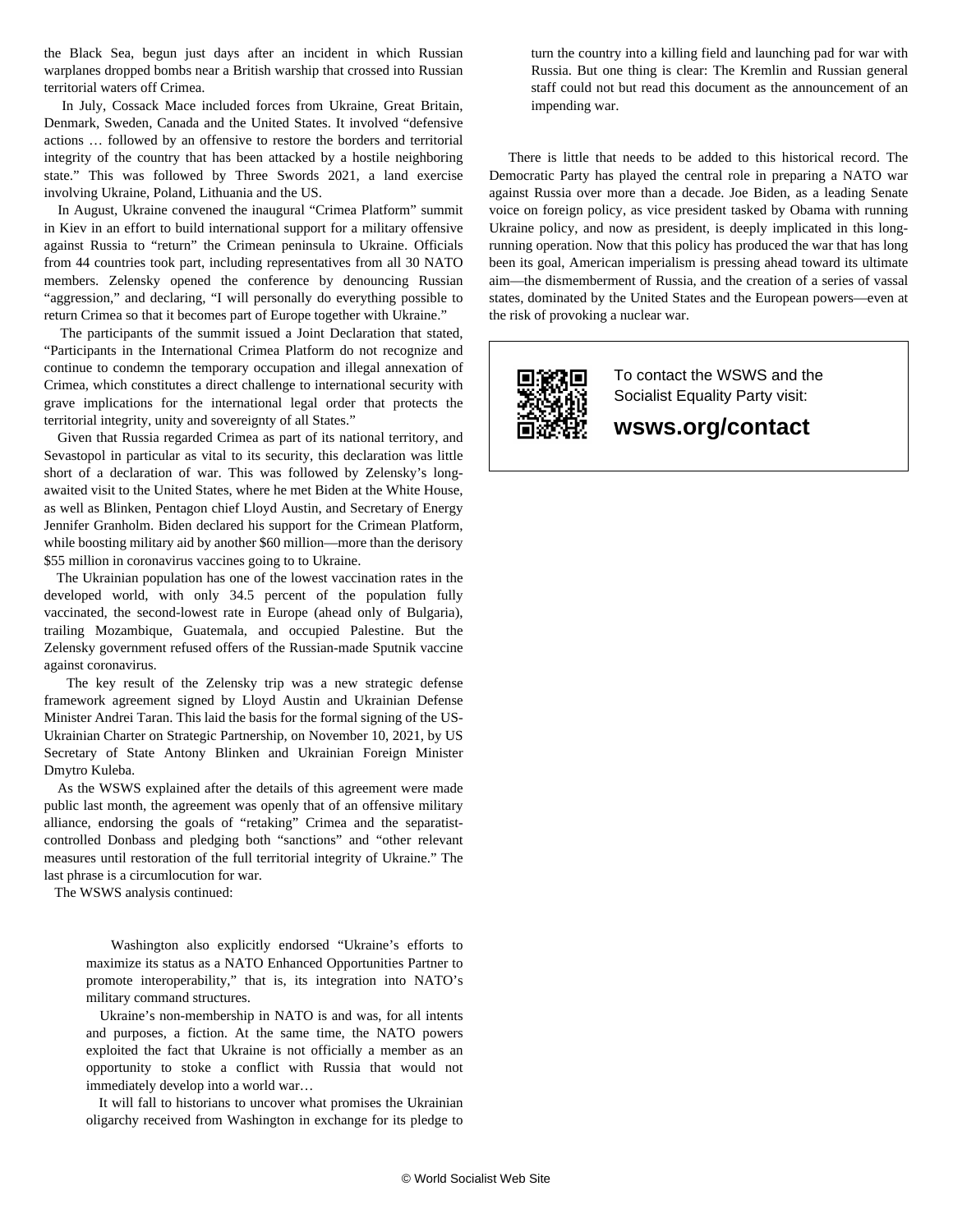the Black Sea, begun just days after an incident in which Russian warplanes dropped bombs near a British warship that crossed into Russian territorial waters off Crimea.

In July, Cossack Mace included forces from Ukraine, Great Britain, Denmark, Sweden, Canada and the United States. It involved "defensive actions … followed by an offensive to restore the borders and territorial integrity of the country that has been attacked by a hostile neighboring state." This was followed by Three Swords 2021, a land exercise involving Ukraine, Poland, Lithuania and the US.

In August, Ukraine convened the inaugural "Crimea Platform" summit in Kiev in an effort to build international support for a military offensive against Russia to "return" the Crimean peninsula to Ukraine. Officials from 44 countries took part, including representatives from all 30 NATO members. Zelensky opened the conference by denouncing Russian "aggression," and declaring, "I will personally do everything possible to return Crimea so that it becomes part of Europe together with Ukraine."

The participants of the summit issued a Joint Declaration that stated, "Participants in the International Crimea Platform do not recognize and continue to condemn the temporary occupation and illegal annexation of Crimea, which constitutes a direct challenge to international security with grave implications for the international legal order that protects the territorial integrity, unity and sovereignty of all States."

Given that Russia regarded Crimea as part of its national territory, and Sevastopol in particular as vital to its security, this declaration was little short of a declaration of war. This was followed by Zelensky's long-awaited visit to the United States, where he met Biden at the White House, as well as Blinken, Pentagon chief Lloyd Austin, and Secretary of Energy Jennifer Granholm. Biden declared his support for the Crimean Platform, while boosting military aid by another $60 million—more than the derisory $55 million in coronavirus vaccines going to to Ukraine.

The Ukrainian population has one of the lowest vaccination rates in the developed world, with only 34.5 percent of the population fully vaccinated, the second-lowest rate in Europe (ahead only of Bulgaria), trailing Mozambique, Guatemala, and occupied Palestine. But the Zelensky government refused offers of the Russian-made Sputnik vaccine against coronavirus.

The key result of the Zelensky trip was a new strategic defense framework agreement signed by Lloyd Austin and Ukrainian Defense Minister Andrei Taran. This laid the basis for the formal signing of the US-Ukrainian Charter on Strategic Partnership, on November 10, 2021, by US Secretary of State Antony Blinken and Ukrainian Foreign Minister Dmytro Kuleba.

As the WSWS explained after the details of this agreement were made public last month, the agreement was openly that of an offensive military alliance, endorsing the goals of "retaking" Crimea and the separatist-controlled Donbass and pledging both "sanctions" and "other relevant measures until restoration of the full territorial integrity of Ukraine." The last phrase is a circumlocution for war.

The WSWS analysis continued:

> Washington also explicitly endorsed "Ukraine's efforts to maximize its status as a NATO Enhanced Opportunities Partner to promote interoperability," that is, its integration into NATO's military command structures.
>
> Ukraine's non-membership in NATO is and was, for all intents and purposes, a fiction. At the same time, the NATO powers exploited the fact that Ukraine is not officially a member as an opportunity to stoke a conflict with Russia that would not immediately develop into a world war…
>
> It will fall to historians to uncover what promises the Ukrainian oligarchy received from Washington in exchange for its pledge to turn the country into a killing field and launching pad for war with Russia. But one thing is clear: The Kremlin and Russian general staff could not but read this document as the announcement of an impending war.

There is little that needs to be added to this historical record. The Democratic Party has played the central role in preparing a NATO war against Russia over more than a decade. Joe Biden, as a leading Senate voice on foreign policy, as vice president tasked by Obama with running Ukraine policy, and now as president, is deeply implicated in this long-running operation. Now that this policy has produced the war that has long been its goal, American imperialism is pressing ahead toward its ultimate aim—the dismemberment of Russia, and the creation of a series of vassal states, dominated by the United States and the European powers—even at the risk of provoking a nuclear war.

To contact the WSWS and the Socialist Equality Party visit:

**wsws.org/contact**